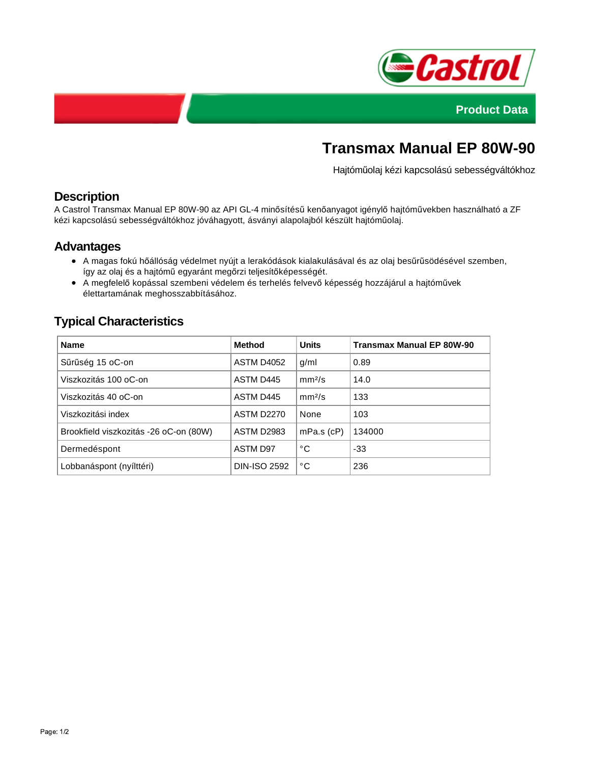Product Data

# Transmax Manual EP 80W-90

Hajtóműolaj kézi kapcsolású sebességváltókhoz

## Description

A Castrol Transmax Manual EP 80W-90 az API GL-4 minősítésű kenőanyagot igénylő hajtóművekben használható a ZF kézi kapcsolású sebességváltókhoz jóváhagyott, ásványi alapolajból készült hajtóműolaj.

## Advantages

- A magas fokú hőállóság védelmet nyújt a lerakódások kialakulásával és az olaj besűrűsödésével szemben, így az olaj és a hajtómű egyaránt megőrzi teljesítőképességét.
- A megfelelő kopással szembeni védelem és terhelés felvevő képesség hozzájárul a hajtóművek élettartamának meghosszabbításához.

## Typical Characteristics

| Name | Method | Units | Transmax Manual EP 80W-90 |
|---|---|---|---|
| Sűrűség 15 oC-on | ASTM D4052 | g/ml | 0.89 |
| Viszkozitás 100 oC-on | ASTM D445 | $mm^2/s$ | 14.0 |
| Viszkozitás 40 oC-on | ASTM D445 | $mm^2/s$ | 133 |
| Viszkozitási index | ASTM D2270 | None | 103 |
| Brookfield viszkozitás -26 oC-on (80W) | ASTM D2983 | mPa.s (cP) | 134000 |
| Dermedéspont | ASTM D97 | °C | -33 |
| Lobbanáspont (nyílttéri) | DIN-ISO 2592 | °C | 236 |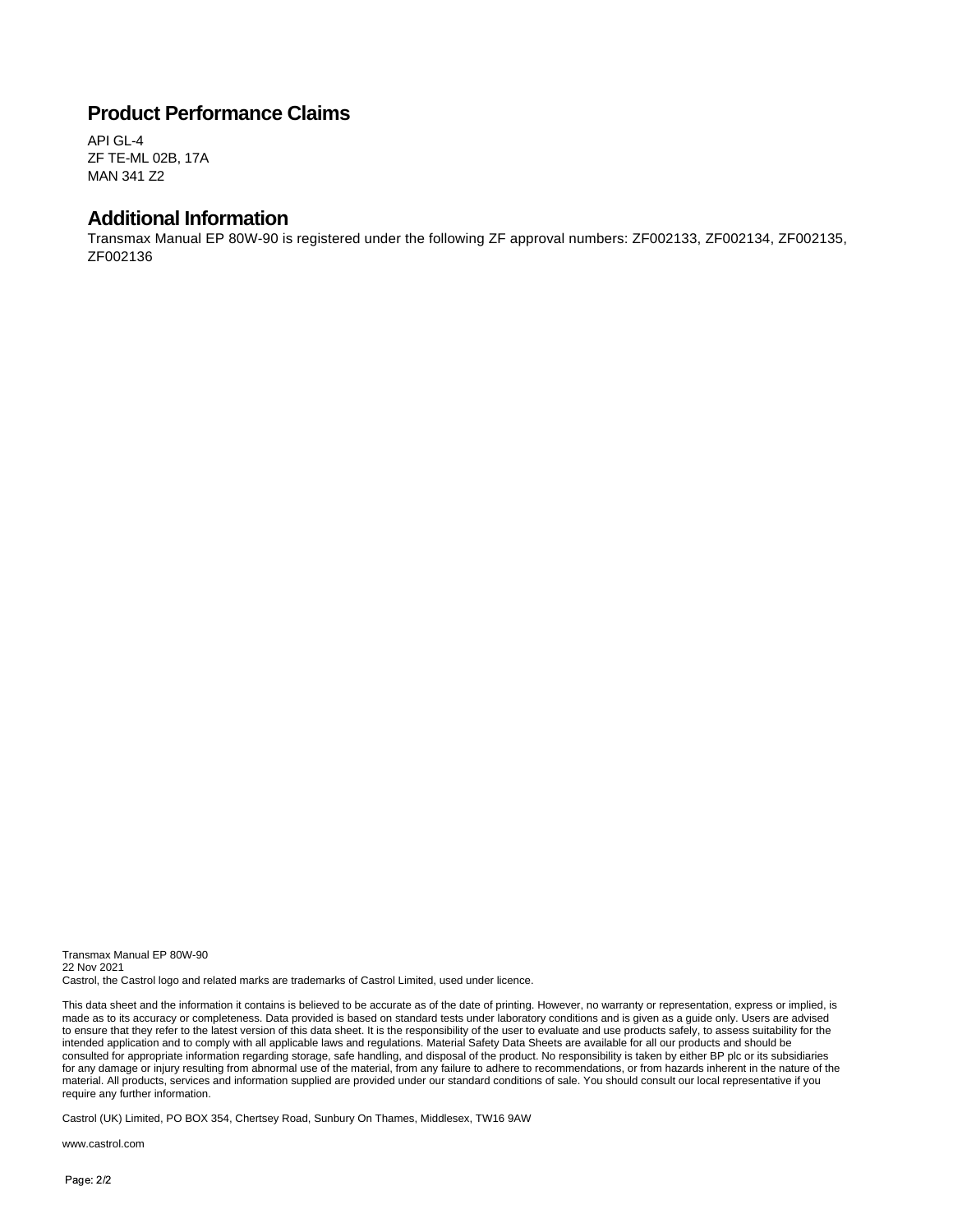## Product Performance Claims

API GL-4
ZF TE-ML 02B, 17A
MAN 341 Z2

## Additional Information

Transmax Manual EP 80W-90 is registered under the following ZF approval numbers: ZF002133, ZF002134, ZF002135, ZF002136

Transmax Manual EP 80W-90
22 Nov 2021
Castrol, the Castrol logo and related marks are trademarks of Castrol Limited, used under licence.

This data sheet and the information it contains is believed to be accurate as of the date of printing. However, no warranty or representation, express or implied, is made as to its accuracy or completeness. Data provided is based on standard tests under laboratory conditions and is given as a guide only. Users are advised to ensure that they refer to the latest version of this data sheet. It is the responsibility of the user to evaluate and use products safely, to assess suitability for the intended application and to comply with all applicable laws and regulations. Material Safety Data Sheets are available for all our products and should be consulted for appropriate information regarding storage, safe handling, and disposal of the product. No responsibility is taken by either BP plc or its subsidiaries for any damage or injury resulting from abnormal use of the material, from any failure to adhere to recommendations, or from hazards inherent in the nature of the material. All products, services and information supplied are provided under our standard conditions of sale. You should consult our local representative if you require any further information.

Castrol (UK) Limited, PO BOX 354, Chertsey Road, Sunbury On Thames, Middlesex, TW16 9AW

www.castrol.com